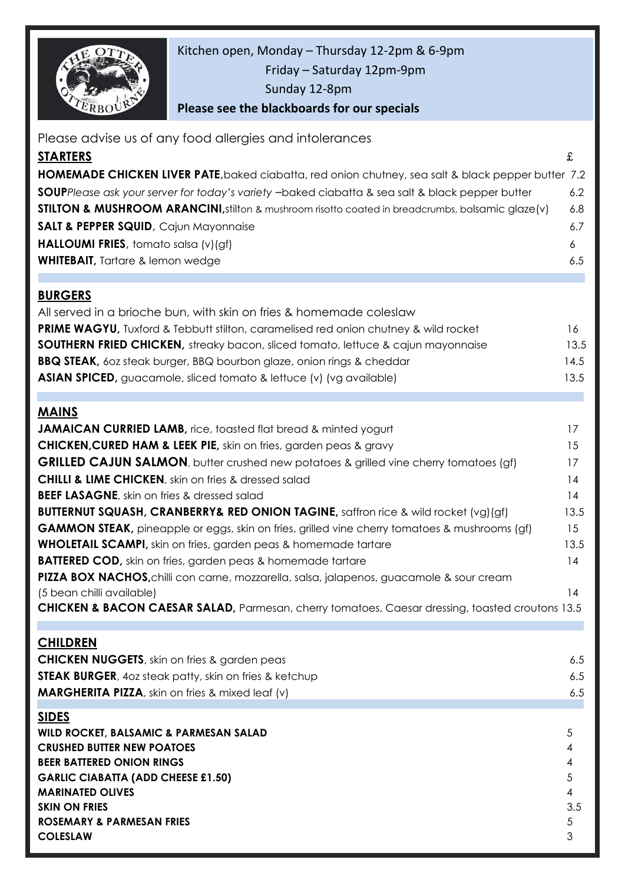Kitchen open, Monday – Thursday 12-2pm & 6-9pm
Friday – Saturday 12pm-9pm
Sunday 12-8pm

**Please see the blackboards for our specials**

Please advise us of any food allergies and intolerances

## STARTERS

| | £ |
|---|---|
| **HOMEMADE CHICKEN LIVER PATE**, baked ciabatta, red onion chutney, sea salt & black pepper butter | 7.2 |
| **SOUP** *Please ask your server for today's variety* –baked ciabatta & sea salt & black pepper butter | 6.2 |
| **STILTON & MUSHROOM ARANCINI**, stilton & mushroom risotto coated in breadcrumbs, balsamic glaze (v) | 6.8 |
| **SALT & PEPPER SQUID**, Cajun Mayonnaise | 6.7 |
| **HALLOUMI FRIES**, tomato salsa (v)(gf) | 6 |
| **WHITEBAIT**, Tartare & lemon wedge | 6.5 |

## BURGERS

All served in a brioche bun, with skin on fries & homemade coleslaw

| | |
|---|---|
| **PRIME WAGYU**, Tuxford & Tebbutt stilton, caramelised red onion chutney & wild rocket | 16 |
| **SOUTHERN FRIED CHICKEN**, streaky bacon, sliced tomato, lettuce & cajun mayonnaise | 13.5 |
| **BBQ STEAK**, 6oz steak burger, BBQ bourbon glaze, onion rings & cheddar | 14.5 |
| **ASIAN SPICED**, guacamole, sliced tomato & lettuce (v) (vg available) | 13.5 |

## MAINS

| | |
|---|---|
| **JAMAICAN CURRIED LAMB**, rice, toasted flat bread & minted yogurt | 17 |
| **CHICKEN, CURED HAM & LEEK PIE**, skin on fries, garden peas & gravy | 15 |
| **GRILLED CAJUN SALMON**, butter crushed new potatoes & grilled vine cherry tomatoes (gf) | 17 |
| **CHILLI & LIME CHICKEN**, skin on fries & dressed salad | 14 |
| **BEEF LASAGNE**, skin on fries & dressed salad | 14 |
| **BUTTERNUT SQUASH, CRANBERRY & RED ONION TAGINE**, saffron rice & wild rocket (vg)(gf) | 13.5 |
| **GAMMON STEAK**, pineapple or eggs, skin on fries, grilled vine cherry tomatoes & mushrooms (gf) | 15 |
| **WHOLETAIL SCAMPI**, skin on fries, garden peas & homemade tartare | 13.5 |
| **BATTERED COD**, skin on fries, garden peas & homemade tartare | 14 |
| **PIZZA BOX NACHOS**, chilli con carne, mozzarella, salsa, jalapenos, guacamole & sour cream (5 bean chilli available) | 14 |
| **CHICKEN & BACON CAESAR SALAD**, Parmesan, cherry tomatoes, Caesar dressing, toasted croutons | 13.5 |

## CHILDREN

| | |
|---|---|
| **CHICKEN NUGGETS**, skin on fries & garden peas | 6.5 |
| **STEAK BURGER**, 4oz steak patty, skin on fries & ketchup | 6.5 |
| **MARGHERITA PIZZA**, skin on fries & mixed leaf (v) | 6.5 |

## SIDES

| | |
|---|---|
| **WILD ROCKET, BALSAMIC & PARMESAN SALAD** | 5 |
| **CRUSHED BUTTER NEW POATOES** | 4 |
| **BEER BATTERED ONION RINGS** | 4 |
| **GARLIC CIABATTA (ADD CHEESE £1.50)** | 5 |
| **MARINATED OLIVES** | 4 |
| **SKIN ON FRIES** | 3.5 |
| **ROSEMARY & PARMESAN FRIES** | 5 |
| **COLESLAW** | 3 |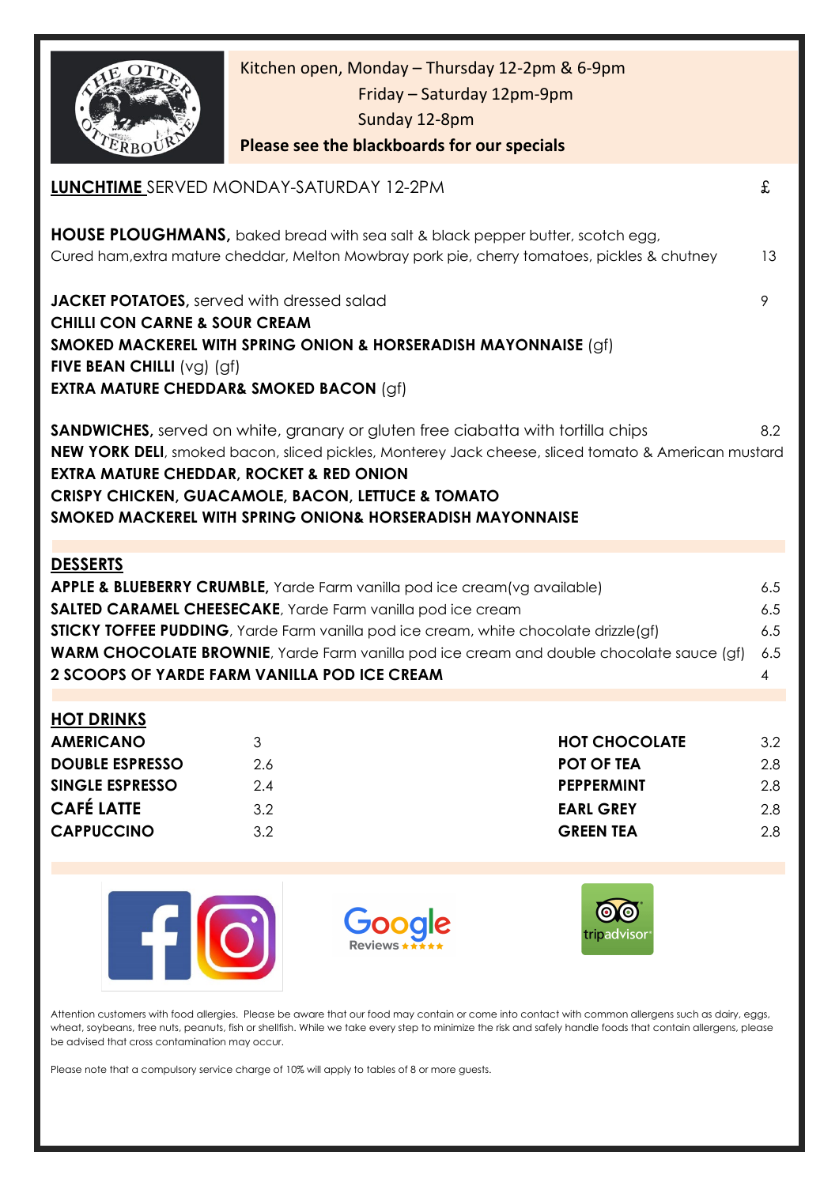Kitchen open, Monday – Thursday 12-2pm & 6-9pm
Friday – Saturday 12pm-9pm
Sunday 12-8pm

**Please see the blackboards for our specials**

**LUNCHTIME** SERVED MONDAY-SATURDAY 12-2PM £

**HOUSE PLOUGHMANS,** baked bread with sea salt & black pepper butter, scotch egg, Cured ham,extra mature cheddar, Melton Mowbray pork pie, cherry tomatoes, pickles & chutney 13

**JACKET POTATOES,** served with dressed salad 9

**CHILLI CON CARNE & SOUR CREAM**
**SMOKED MACKEREL WITH SPRING ONION & HORSERADISH MAYONNAISE** (gf)
**FIVE BEAN CHILLI** (vg) (gf)
**EXTRA MATURE CHEDDAR& SMOKED BACON** (gf)

**SANDWICHES,** served on white, granary or gluten free ciabatta with tortilla chips 8.2

**NEW YORK DELI**, smoked bacon, sliced pickles, Monterey Jack cheese, sliced tomato & American mustard
**EXTRA MATURE CHEDDAR, ROCKET & RED ONION**
**CRISPY CHICKEN, GUACAMOLE, BACON, LETTUCE & TOMATO**
**SMOKED MACKEREL WITH SPRING ONION& HORSERADISH MAYONNAISE**

**DESSERTS**

| | |
|---|---|
| **APPLE & BLUEBERRY CRUMBLE,** Yarde Farm vanilla pod ice cream(vg available) | 6.5 |
| **SALTED CARAMEL CHEESECAKE**, Yarde Farm vanilla pod ice cream | 6.5 |
| **STICKY TOFFEE PUDDING**, Yarde Farm vanilla pod ice cream, white chocolate drizzle(gf) | 6.5 |
| **WARM CHOCOLATE BROWNIE**, Yarde Farm vanilla pod ice cream and double chocolate sauce (gf) | 6.5 |
| **2 SCOOPS OF YARDE FARM VANILLA POD ICE CREAM** | 4 |

**HOT DRINKS**

| | | | |
|---|---|---|---|
| **AMERICANO** | 3 | **HOT CHOCOLATE** | 3.2 |
| **DOUBLE ESPRESSO** | 2.6 | **POT OF TEA** | 2.8 |
| **SINGLE ESPRESSO** | 2.4 | **PEPPERMINT** | 2.8 |
| **CAFÉ LATTE** | 3.2 | **EARL GREY** | 2.8 |
| **CAPPUCCINO** | 3.2 | **GREEN TEA** | 2.8 |

Attention customers with food allergies. Please be aware that our food may contain or come into contact with common allergens such as dairy, eggs, wheat, soybeans, tree nuts, peanuts, fish or shellfish. While we take every step to minimize the risk and safely handle foods that contain allergens, please be advised that cross contamination may occur.

Please note that a compulsory service charge of 10% will apply to tables of 8 or more guests.